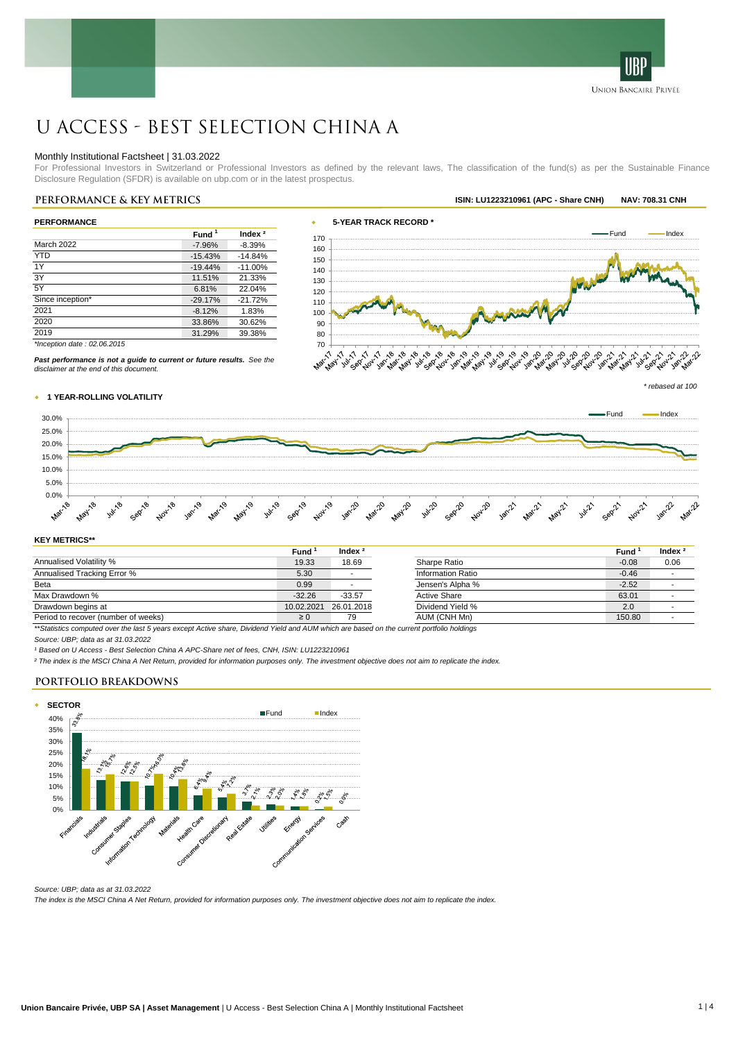# U ACCESS - BEST SELECTION CHINA A

Monthly Institutional Factsheet | 31.03.2022

For Professional Investors in Switzerland or Professional Investors as defined by the relevant laws, The classification of the fund(s) as per the Sustainable Finance Disclosure Regulation (SFDR) is available on ubp.com or in the latest prospectus.

## PERFORMANCE & KEY METRICS

**ISIN: LU1223210961 (APC - Share CNH)** **NAV: 708.31 CNH**

### PERFORMANCE

| | Fund [1] | Index [2] |
|---|---|---|
| March 2022 | -7.96% | -8.39% |
| YTD | -15.43% | -14.84% |
| 1Y | -19.44% | -11.00% |
| 3Y | 11.51% | 21.33% |
| 5Y | 6.81% | 22.04% |
| Since inception* | -29.17% | -21.72% |
| 2021 | -8.12% | 1.83% |
| 2020 | 33.86% | 30.62% |
| 2019 | 31.29% | 39.38% |

*Inception date : 02.06.2015*

***Past performance is not a guide to current or future results.*** *See the disclaimer at the end of this document.*

### 5-YEAR TRACK RECORD *

*\* rebased at 100*

### 1 YEAR-ROLLING VOLATILITY

### KEY METRICS**

| | Fund [1] | Index [2] |
|---|---|---|
| Annualised Volatility % | 19.33 | 18.69 |
| Annualised Tracking Error % | 5.30 | - |
| Beta | 0.99 | - |
| Max Drawdown % | -32.26 | -33.57 |
| Drawdown begins at | 10.02.2021 | 26.01.2018 |
| Period to recover (number of weeks) | ≥ 0 | 79 |

| | Fund [1] | Index [2] |
|---|---|---|
| Sharpe Ratio | -0.08 | 0.06 |
| Information Ratio | -0.46 | - |
| Jensen's Alpha % | -2.52 | - |
| Active Share | 63.01 | - |
| Dividend Yield % | 2.0 | - |
| AUM (CNH Mn) | 150.80 | - |

*\*\*Statistics computed over the last 5 years except Active share, Dividend Yield and AUM which are based on the current portfolio holdings*

*Source: UBP; data as at 31.03.2022*

*[1] Based on U Access - Best Selection China A APC-Share net of fees, CNH, ISIN: LU1223210961*

*[2] The index is the MSCI China A Net Return, provided for information purposes only. The investment objective does not aim to replicate the index.*

## PORTFOLIO BREAKDOWNS

### SECTOR

| Sector | Fund | Index |
|---|---|---|
| Financials | 33.8% | 18.1% |
| Industrials | 13.1% | 15.7% |
| Consumer Staples | 12.6% | 12.5% |
| Information Technology | 10.7% | 16.0% |
| Materials | 10.4% | 13.8% |
| Health Care | 6.4% | 9.4% |
| Consumer Discretionary | 5.4% | 7.2% |
| Real Estate | 3.7% | 2.1% |
| Utilities | 2.3% | 2.0% |
| Energy | 1.4% | 1.8% |
| Communication Services | 0.2% | 1.5% |
| Cash | 0.0% | |

*Source: UBP; data as at 31.03.2022*

*The index is the MSCI China A Net Return, provided for information purposes only. The investment objective does not aim to replicate the index.*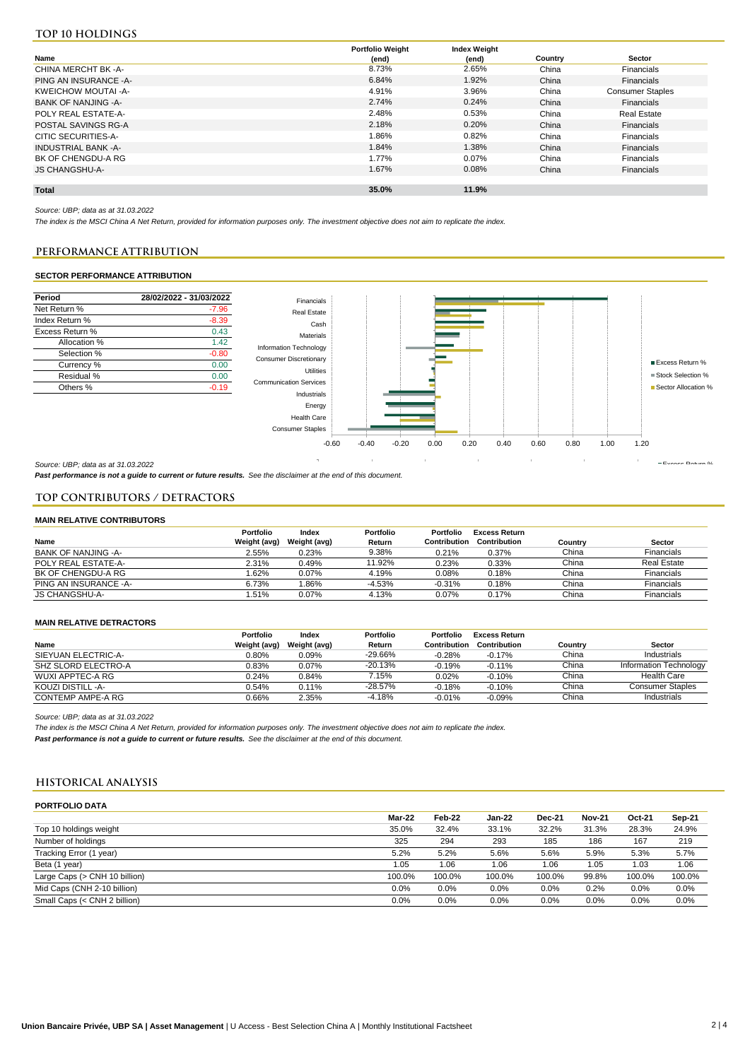## TOP 10 HOLDINGS

| Name | Portfolio Weight (end) | Index Weight (end) | Country | Sector |
|---|---|---|---|---|
| CHINA MERCHT BK -A- | 8.73% | 2.65% | China | Financials |
| PING AN INSURANCE -A- | 6.84% | 1.92% | China | Financials |
| KWEICHOW MOUTAI -A- | 4.91% | 3.96% | China | Consumer Staples |
| BANK OF NANJING -A- | 2.74% | 0.24% | China | Financials |
| POLY REAL ESTATE-A- | 2.48% | 0.53% | China | Real Estate |
| POSTAL SAVINGS RG-A | 2.18% | 0.20% | China | Financials |
| CITIC SECURITIES-A- | 1.86% | 0.82% | China | Financials |
| INDUSTRIAL BANK -A- | 1.84% | 1.38% | China | Financials |
| BK OF CHENGDU-A RG | 1.77% | 0.07% | China | Financials |
| JS CHANGSHU-A- | 1.67% | 0.08% | China | Financials |
| **Total** | **35.0%** | **11.9%** | | |

*Source: UBP; data as at 31.03.2022*

*The index is the MSCI China A Net Return, provided for information purposes only. The investment objective does not aim to replicate the index.*

## PERFORMANCE ATTRIBUTION

### SECTOR PERFORMANCE ATTRIBUTION

| Period | 28/02/2022 - 31/03/2022 |
|---|---|
| Net Return % | -7.96 |
| Index Return % | -8.39 |
| Excess Return % | 0.43 |
| Allocation % | 1.42 |
| Selection % | -0.80 |
| Currency % | 0.00 |
| Residual % | 0.00 |
| Others % | -0.19 |

*Source: UBP; data as at 31.03.2022*

***Past performance is not a guide to current or future results.** See the disclaimer at the end of this document.*

## TOP CONTRIBUTORS / DETRACTORS

### MAIN RELATIVE CONTRIBUTORS

| Name | Portfolio Weight (avg) | Index Weight (avg) | Portfolio Return | Portfolio Contribution | Excess Return Contribution | Country | Sector |
|---|---|---|---|---|---|---|---|
| BANK OF NANJING -A- | 2.55% | 0.23% | 9.38% | 0.21% | 0.37% | China | Financials |
| POLY REAL ESTATE-A- | 2.31% | 0.49% | 11.92% | 0.23% | 0.33% | China | Real Estate |
| BK OF CHENGDU-A RG | 1.62% | 0.07% | 4.19% | 0.08% | 0.18% | China | Financials |
| PING AN INSURANCE -A- | 6.73% | 1.86% | -4.53% | -0.31% | 0.18% | China | Financials |
| JS CHANGSHU-A- | 1.51% | 0.07% | 4.13% | 0.07% | 0.17% | China | Financials |

### MAIN RELATIVE DETRACTORS

| Name | Portfolio Weight (avg) | Index Weight (avg) | Portfolio Return | Portfolio Contribution | Excess Return Contribution | Country | Sector |
|---|---|---|---|---|---|---|---|
| SIEYUAN ELECTRIC-A- | 0.80% | 0.09% | -29.66% | -0.28% | -0.17% | China | Industrials |
| SHZ SLORD ELECTRO-A | 0.83% | 0.07% | -20.13% | -0.19% | -0.11% | China | Information Technology |
| WUXI APPTEC-A RG | 0.24% | 0.84% | 7.15% | 0.02% | -0.10% | China | Health Care |
| KOUZI DISTILL -A- | 0.54% | 0.11% | -28.57% | -0.18% | -0.10% | China | Consumer Staples |
| CONTEMP AMPE-A RG | 0.66% | 2.35% | -4.18% | -0.01% | -0.09% | China | Industrials |

*Source: UBP; data as at 31.03.2022*

*The index is the MSCI China A Net Return, provided for information purposes only. The investment objective does not aim to replicate the index.*

***Past performance is not a guide to current or future results.** See the disclaimer at the end of this document.*

## HISTORICAL ANALYSIS

### PORTFOLIO DATA

| | Mar-22 | Feb-22 | Jan-22 | Dec-21 | Nov-21 | Oct-21 | Sep-21 |
|---|---|---|---|---|---|---|---|
| Top 10 holdings weight | 35.0% | 32.4% | 33.1% | 32.2% | 31.3% | 28.3% | 24.9% |
| Number of holdings | 325 | 294 | 293 | 185 | 186 | 167 | 219 |
| Tracking Error (1 year) | 5.2% | 5.2% | 5.6% | 5.6% | 5.9% | 5.3% | 5.7% |
| Beta (1 year) | 1.05 | 1.06 | 1.06 | 1.06 | 1.05 | 1.03 | 1.06 |
| Large Caps (> CNH 10 billion) | 100.0% | 100.0% | 100.0% | 100.0% | 99.8% | 100.0% | 100.0% |
| Mid Caps (CNH 2-10 billion) | 0.0% | 0.0% | 0.0% | 0.0% | 0.2% | 0.0% | 0.0% |
| Small Caps (< CNH 2 billion) | 0.0% | 0.0% | 0.0% | 0.0% | 0.0% | 0.0% | 0.0% |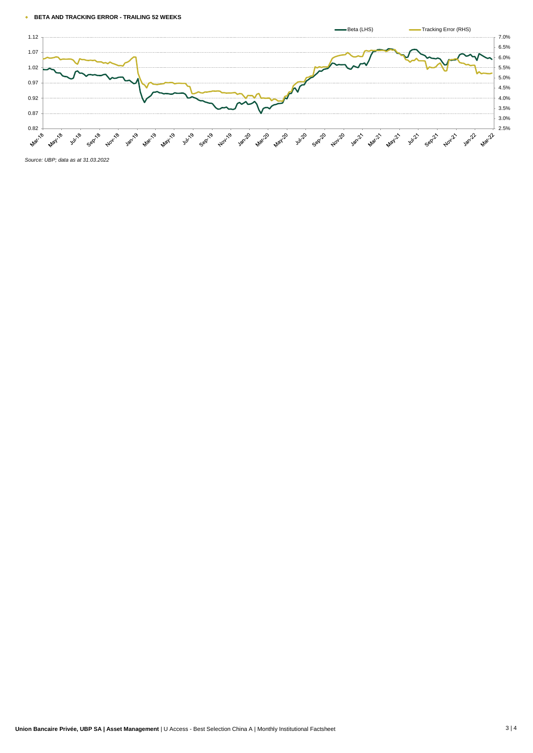- **BETA AND TRACKING ERROR - TRAILING 52 WEEKS**

*Source: UBP; data as at 31.03.2022*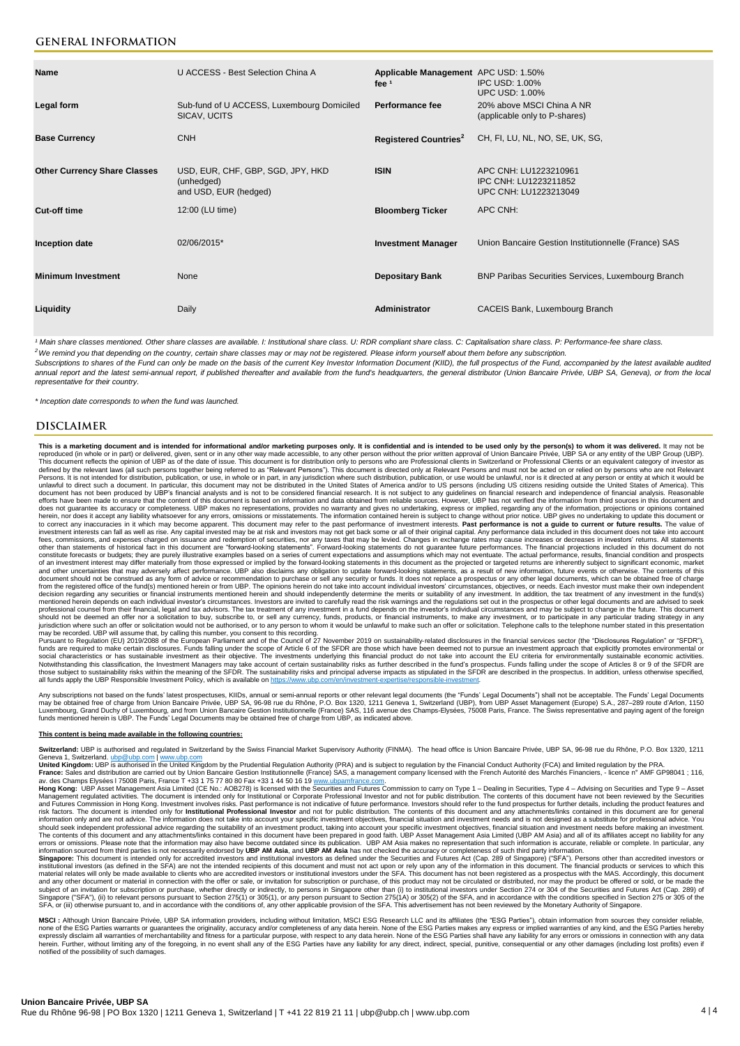## GENERAL INFORMATION

| | | | |
|---|---|---|---|
| **Name** | U ACCESS - Best Selection China A | **Applicable Management fee** [1] | APC USD: 1.50%<br>IPC USD: 1.00%<br>UPC USD: 1.00% |
| **Legal form** | Sub-fund of U ACCESS, Luxembourg Domiciled SICAV, UCITS | **Performance fee** | 20% above MSCI China A NR (applicable only to P-shares) |
| **Base Currency** | CNH | **Registered Countries**[2] | CH, FI, LU, NL, NO, SE, UK, SG, |
| **Other Currency Share Classes** | USD, EUR, CHF, GBP, SGD, JPY, HKD (unhedged) and USD, EUR (hedged) | **ISIN** | APC CNH: LU1223210961<br>IPC CNH: LU1223211852<br>UPC CNH: LU1223213049 |
| **Cut-off time** | 12:00 (LU time) | **Bloomberg Ticker** | APC CNH: |
| **Inception date** | 02/06/2015* | **Investment Manager** | Union Bancaire Gestion Institutionnelle (France) SAS |
| **Minimum Investment** | None | **Depositary Bank** | BNP Paribas Securities Services, Luxembourg Branch |
| **Liquidity** | Daily | **Administrator** | CACEIS Bank, Luxembourg Branch |

*[1] Main share classes mentioned. Other share classes are available. I: Institutional share class. U: RDR compliant share class. C: Capitalisation share class. P: Performance-fee share class.*

*[2] We remind you that depending on the country, certain share classes may or may not be registered. Please inform yourself about them before any subscription.*

*Subscriptions to shares of the Fund can only be made on the basis of the current Key Investor Information Document (KIID), the full prospectus of the Fund, accompanied by the latest available audited annual report and the latest semi-annual report, if published thereafter and available from the fund's headquarters, the general distributor (Union Bancaire Privée, UBP SA, Geneva), or from the local representative for their country.*

*\* Inception date corresponds to when the fund was launched.*

## DISCLAIMER

**This is a marketing document and is intended for informational and/or marketing purposes only. It is confidential and is intended to be used only by the person(s) to whom it was delivered.** It may not be reproduced (in whole or in part) or delivered, given, sent or in any other way made accessible, to any other person without the prior written approval of Union Bancaire Privée, UBP SA or any entity of the UBP Group (UBP). This document reflects the opinion of UBP as of the date of issue. This document is for distribution only to persons who are Professional clients in Switzerland or Professional Clients or an equivalent category of investor as defined by the relevant laws (all such persons together being referred to as "Relevant Persons"). This document is directed only at Relevant Persons and must not be acted on or relied on by persons who are not Relevant Persons. It is not intended for distribution, publication, or use, in whole or in part, in any jurisdiction where such distribution, publication, or use would be unlawful, nor is it directed at any person or entity at which it would be unlawful to direct such a document. In particular, this document may not be distributed in the United States of America and/or to US persons (including US citizens residing outside the United States of America). This document has not been produced by UBP's financial analysts and is not to be considered financial research. It is not subject to any guidelines on financial research and independence of financial analysis. Reasonable efforts have been made to ensure that the content of this document is based on information and data obtained from reliable sources. However, UBP has not verified the information from third sources in this document and does not guarantee its accuracy or completeness. UBP makes no representations, provides no warranty and gives no undertaking, express or implied, regarding any of the information, projections or opinions contained herein, nor does it accept any liability whatsoever for any errors, omissions or misstatements. The information contained herein is subject to change without prior notice. UBP gives no undertaking to update this document or to correct any inaccuracies in it which may become apparent. This document may refer to the past performance of investment interests. **Past performance is not a guide to current or future results.** The value of investment interests can fall as well as rise. Any capital invested may be at risk and investors may not get back some or all of their original capital. Any performance data included in this document does not take into account fees, commissions, and expenses charged on issuance and redemption of securities, nor any taxes that may be levied. Changes in exchange rates may cause increases or decreases in investors' returns. All statements other than statements of historical fact in this document are "forward-looking statements". Forward-looking statements do not guarantee future performances. The financial projections included in this document do not constitute forecasts or budgets; they are purely illustrative examples based on a series of current expectations and assumptions which may not eventuate. The actual performance, results, financial condition and prospects of an investment interest may differ materially from those expressed or implied by the forward-looking statements in this document as the projected or targeted returns are inherently subject to significant economic, market and other uncertainties that may adversely affect performance. UBP also disclaims any obligation to update forward-looking statements, as a result of new information, future events or otherwise. The contents of this document should not be construed as any form of advice or recommendation to purchase or sell any security or funds. It does not replace a prospectus or any other legal documents, which can be obtained free of charge from the registered office of the fund(s) mentioned herein or from UBP. The opinions herein do not take into account individual investors' circumstances, objectives, or needs. Each investor must make their own independent decision regarding any securities or financial instruments mentioned herein and should independently determine the merits or suitability of any investment. In addition, the tax treatment of any investment in the fund(s) mentioned herein depends on each individual investor's circumstances. Investors are invited to carefully read the risk warnings and the regulations set out in the prospectus or other legal documents and are advised to seek professional counsel from their financial, legal and tax advisors. The tax treatment of any investment in a fund depends on the investor's individual circumstances and may be subject to change in the future. This document should not be deemed an offer nor a solicitation to buy, subscribe to, or sell any currency, funds, products, or financial instruments, to make any investment, or to participate in any particular trading strategy in any jurisdiction where such an offer or solicitation would not be authorised, or to any person to whom it would be unlawful to make such an offer or solicitation. Telephone calls to the telephone number stated in this presentation may be recorded. UBP will assume that, by calling this number, you consent to this recording.

Pursuant to Regulation (EU) 2019/2088 of the European Parliament and of the Council of 27 November 2019 on sustainability-related disclosures in the financial services sector (the "Disclosures Regulation" or "SFDR"), funds are required to make certain disclosures. Funds falling under the scope of Article 6 of the SFDR are those which have been deemed not to pursue an investment approach that explicitly promotes environmental or social characteristics or has sustainable investment as their objective. The investments underlying this financial product do not take into account the EU criteria for environmentally sustainable economic activities. Notwithstanding this classification, the Investment Managers may take account of certain sustainability risks as further described in the fund's prospectus. Funds falling under the scope of Articles 8 or 9 of the SFDR are those subject to sustainability risks within the meaning of the SFDR. The sustainability risks and principal adverse impacts as stipulated in the SFDR are described in the prospectus. In addition, unless otherwise specified, all funds apply the UBP Responsible Investment Policy, which is available on https://www.ubp.com/en/investment-expertise/responsible-investment.

Any subscriptions not based on the funds' latest prospectuses, KIIDs, annual or semi-annual reports or other relevant legal documents (the "Funds' Legal Documents") shall not be acceptable. The Funds' Legal Documents may be obtained free of charge from Union Bancaire Privée, UBP SA, 96-98 rue du Rhône, P.O. Box 1320, 1211 Geneva 1, Switzerland (UBP), from UBP Asset Management (Europe) S.A., 287–289 route d'Arlon, 1150 Luxembourg, Grand Duchy of Luxembourg, and from Union Bancaire Gestion Institutionnelle (France) SAS, 116 avenue des Champs-Elysées, 75008 Paris, France. The Swiss representative and paying agent of the foreign funds mentioned herein is UBP. The Funds' Legal Documents may be obtained free of charge from UBP, as indicated above.

**This content is being made available in the following countries:**

**Switzerland:** UBP is authorised and regulated in Switzerland by the Swiss Financial Market Supervisory Authority (FINMA). The head office is Union Bancaire Privée, UBP SA, 96-98 rue du Rhône, P.O. Box 1320, 1211 Geneva 1, Switzerland. ubp@ubp.com | www.ubp.com

**United Kingdom:** UBP is authorised in the United Kingdom by the Prudential Regulation Authority (PRA) and is subject to regulation by the Financial Conduct Authority (FCA) and limited regulation by the PRA.

**France:** Sales and distribution are carried out by Union Bancaire Gestion Institutionnelle (France) SAS, a management company licensed with the French Autorité des Marchés Financiers, - licence n° AMF GP98041 ; 116, av. des Champs Elysées l 75008 Paris, France T +33 1 75 77 80 80 Fax +33 1 44 50 16 19 www.ubpamfrance.com.

**Hong Kong:** UBP Asset Management Asia Limited (CE No.: AOB278) is licensed with the Securities and Futures Commission to carry on Type 1 – Dealing in Securities, Type 4 – Advising on Securities and Type 9 – Asset Management regulated activities. The document is intended only for Institutional or Corporate Professional Investor and not for public distribution. The contents of this document have not been reviewed by the Securities and Futures Commission in Hong Kong. Investment involves risks. Past performance is not indicative of future performance. Investors should refer to the fund prospectus for further details, including the product features and risk factors. The document is intended only for **Institutional Professional Investor** and not for public distribution. The contents of this document and any attachments/links contained in this document are for general information only and are not advice. The information does not take into account your specific investment objectives, financial situation and investment needs and is not designed as a substitute for professional advice. You should seek independent professional advice regarding the suitability of an investment product, taking into account your specific investment objectives, financial situation and investment needs before making an investment. The contents of this document and any attachments/links contained in this document have been prepared in good faith. UBP Asset Management Asia Limited (UBP AM Asia) and all of its affiliates accept no liability for any errors or omissions. Please note that the information may also have become outdated since its publication. UBP AM Asia makes no representation that such information is accurate, reliable or complete. In particular, any information sourced from third parties is not necessarily endorsed by **UBP AM Asia**, and **UBP AM Asia** has not checked the accuracy or completeness of such third party information.

**Singapore:** This document is intended only for accredited investors and institutional investors as defined under the Securities and Futures Act (Cap. 289 of Singapore) ("SFA"). Persons other than accredited investors or institutional investors (as defined in the SFA) are not the intended recipients of this document and must not act upon or rely upon any of the information in this document. The financial products or services to which this material relates will only be made available to clients who are accredited investors or institutional investors under the SFA. This document has not been registered as a prospectus with the MAS. Accordingly, this document and any other document or material in connection with the offer or sale, or invitation for subscription or purchase, of this product may not be circulated or distributed, nor may the product be offered or sold, or be made the subject of an invitation for subscription or purchase, whether directly or indirectly, to persons in Singapore other than (i) to institutional investors under Section 274 or 304 of the Securities and Futures Act (Cap. 289) of Singapore ("SFA"), (ii) to relevant persons pursuant to Section 275(1) or 305(1), or any person pursuant to Section 275(1A) or 305(2) of the SFA, and in accordance with the conditions specified in Section 275 or 305 of the SFA, or (iii) otherwise pursuant to, and in accordance with the conditions of, any other applicable provision of the SFA. This advertisement has not been reviewed by the Monetary Authority of Singapore.

**MSCI :** Although Union Bancaire Privée, UBP SA information providers, including without limitation, MSCI ESG Research LLC and its affiliates (the "ESG Parties"), obtain information from sources they consider reliable, none of the ESG Parties warrants or guarantees the originality, accuracy and/or completeness of any data herein. None of the ESG Parties makes any express or implied warranties of any kind, and the ESG Parties hereby expressly disclaim all warranties of merchantability and fitness for a particular purpose, with respect to any data herein. None of the ESG Parties shall have any liability for any errors or omissions in connection with any data herein. Further, without limiting any of the foregoing, in no event shall any of the ESG Parties have any liability for any direct, indirect, special, punitive, consequential or any other damages (including lost profits) even if notified of the possibility of such damages.

**Union Bancaire Privée, UBP SA**
Rue du Rhône 96-98 | PO Box 1320 | 1211 Geneva 1, Switzerland | T +41 22 819 21 11 | ubp@ubp.com | www.ubp.com